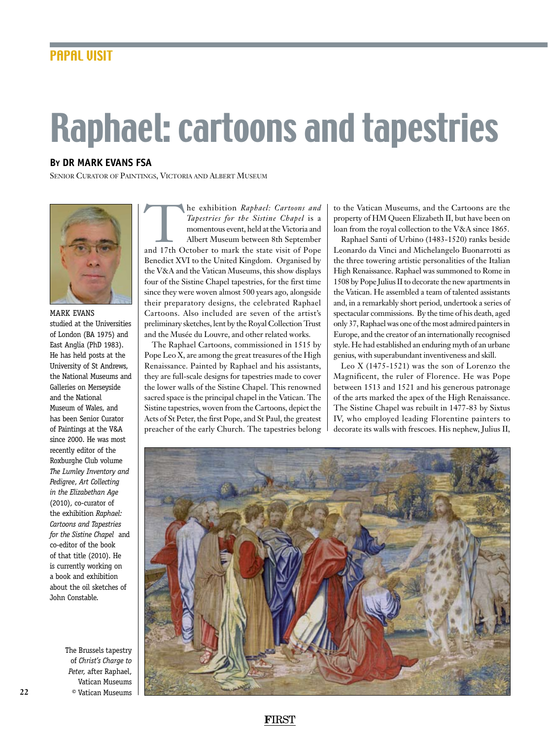PAPAL VISIT

# Raphael: cartoons and tapestries

**By DR MARK EVANS FSA**

Senior Curator of Paintings, Victoria and Albert Museum

MARK EVANS studied at the Universities of London (BA 1975) and East Anglia (PhD 1983). He has held posts at the University of St Andrews, the National Museums and Galleries on Merseyside and the National Museum of Wales, and has been Senior Curator of Paintings at the V&A since 2000. He was most recently editor of the Roxburghe Club volume *The Lumley Inventory and Pedigree, Art Collecting in the Elizabethan Age* (2010), co-curator of the exhibition *Raphael: Cartoons and Tapestries for the Sistine Chapel* and co-editor of the book of that title (2010). He is currently working on a book and exhibition about the oil sketches of John Constable.

The exhibition *Raphael: Cartoons and Tapestries for the Sistine Chapel* is a momentous event, held at the Victoria and Albert Museum between 8th September and 17th October to mark the state visit of Pope Benedict XVI to the United Kingdom. Organised by the V&A and the Vatican Museums, this show displays four of the Sistine Chapel tapestries, for the first time since they were woven almost 500 years ago, alongside their preparatory designs, the celebrated Raphael Cartoons. Also included are seven of the artist's preliminary sketches, lent by the Royal Collection Trust and the Musée du Louvre, and other related works.

The Raphael Cartoons, commissioned in 1515 by Pope Leo X, are among the great treasures of the High Renaissance. Painted by Raphael and his assistants, they are full-scale designs for tapestries made to cover the lower walls of the Sistine Chapel. This renowned sacred space is the principal chapel in the Vatican. The Sistine tapestries, woven from the Cartoons, depict the Acts of St Peter, the first Pope, and St Paul, the greatest preacher of the early Church. The tapestries belong to the Vatican Museums, and the Cartoons are the property of HM Queen Elizabeth II, but have been on loan from the royal collection to the V&A since 1865.

Raphael Santi of Urbino (1483-1520) ranks beside Leonardo da Vinci and Michelangelo Buonarrotti as the three towering artistic personalities of the Italian High Renaissance. Raphael was summoned to Rome in 1508 by Pope Julius II to decorate the new apartments in the Vatican. He assembled a team of talented assistants and, in a remarkably short period, undertook a series of spectacular commissions. By the time of his death, aged only 37, Raphael was one of the most admired painters in Europe, and the creator of an internationally recognised style. He had established an enduring myth of an urbane genius, with superabundant inventiveness and skill.

Leo X (1475-1521) was the son of Lorenzo the Magnificent, the ruler of Florence. He was Pope between 1513 and 1521 and his generous patronage of the arts marked the apex of the High Renaissance. The Sistine Chapel was rebuilt in 1477-83 by Sixtus IV, who employed leading Florentine painters to decorate its walls with frescoes. His nephew, Julius II,

The Brussels tapestry of *Christ's Charge to Peter,* after Raphael, Vatican Museums © Vatican Museums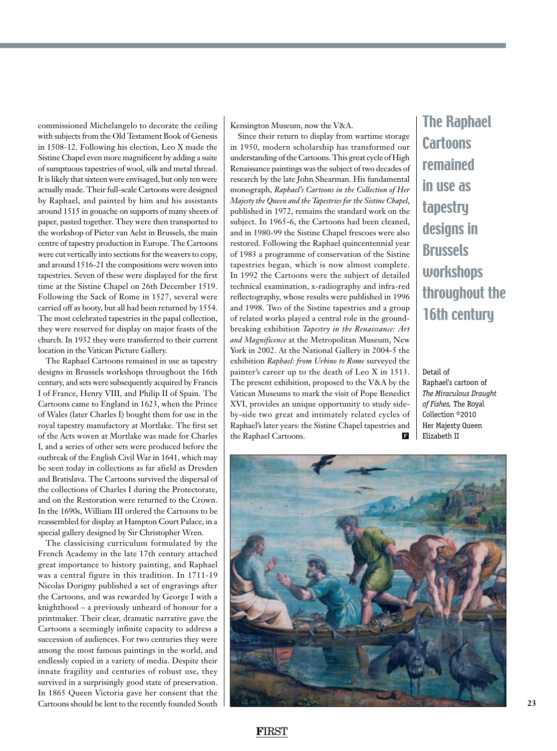commissioned Michelangelo to decorate the ceiling with subjects from the Old Testament Book of Genesis in 1508-12. Following his election, Leo X made the Sistine Chapel even more magnificent by adding a suite of sumptuous tapestries of wool, silk and metal thread. It is likely that sixteen were envisaged, but only ten were actually made. Their full-scale Cartoons were designed by Raphael, and painted by him and his assistants around 1515 in gouache on supports of many sheets of paper, pasted together. They were then transported to the workshop of Pieter van Aelst in Brussels, the main centre of tapestry production in Europe. The Cartoons were cut vertically into sections for the weavers to copy, and around 1516-21 the compositions were woven into tapestries. Seven of these were displayed for the first time at the Sistine Chapel on 26th December 1519. Following the Sack of Rome in 1527, several were carried off as booty, but all had been returned by 1554. The most celebrated tapestries in the papal collection, they were reserved for display on major feasts of the church. In 1932 they were transferred to their current location in the Vatican Picture Gallery.

The Raphael Cartoons remained in use as tapestry designs in Brussels workshops throughout the 16th century, and sets were subsequently acquired by Francis I of France, Henry VIII, and Philip II of Spain. The Cartoons came to England in 1623, when the Prince of Wales (later Charles I) bought them for use in the royal tapestry manufactory at Mortlake. The first set of the Acts woven at Mortlake was made for Charles I, and a series of other sets were produced before the outbreak of the English Civil War in 1641, which may be seen today in collections as far afield as Dresden and Bratislava. The Cartoons survived the dispersal of the collections of Charles I during the Protectorate, and on the Restoration were returned to the Crown. In the 1690s, William III ordered the Cartoons to be reassembled for display at Hampton Court Palace, in a special gallery designed by Sir Christopher Wren.

The classicising curriculum formulated by the French Academy in the late 17th century attached great importance to history painting, and Raphael was a central figure in this tradition. In 1711-19 Nicolas Dorigny published a set of engravings after the Cartoons, and was rewarded by George I with a knighthood – a previously unheard of honour for a printmaker. Their clear, dramatic narrative gave the Cartoons a seemingly infinite capacity to address a succession of audiences. For two centuries they were among the most famous paintings in the world, and endlessly copied in a variety of media. Despite their innate fragility and centuries of robust use, they survived in a surprisingly good state of preservation. In 1865 Queen Victoria gave her consent that the Cartoons should be lent to the recently founded South Kensington Museum, now the V&A.

Since their return to display from wartime storage in 1950, modern scholarship has transformed our understanding of the Cartoons. This great cycle of High Renaissance paintings was the subject of two decades of research by the late John Shearman. His fundamental monograph, *Raphael's Cartoons in the Collection of Her Majesty the Queen and the Tapestries for the Sistine Chapel*, published in 1972, remains the standard work on the subject. In 1965-6, the Cartoons had been cleaned, and in 1980-99 the Sistine Chapel frescoes were also restored. Following the Raphael quincentennial year of 1983 a programme of conservation of the Sistine tapestries began, which is now almost complete. In 1992 the Cartoons were the subject of detailed technical examination, x-radiography and infra-red reflectography, whose results were published in 1996 and 1998. Two of the Sistine tapestries and a group of related works played a central role in the ground-breaking exhibition *Tapestry in the Renaissance: Art and Magnificence* at the Metropolitan Museum, New York in 2002. At the National Gallery in 2004-5 the exhibition *Raphael: from Urbino to Rome* surveyed the painter's career up to the death of Leo X in 1513. The present exhibition, proposed to the V&A by the Vatican Museums to mark the visit of Pope Benedict XVI, provides an unique opportunity to study side-by-side two great and intimately related cycles of Raphael's later years: the Sistine Chapel tapestries and the Raphael Cartoons.

## The Raphael Cartoons remained in use as tapestry designs in Brussels workshops throughout the 16th century

Detail of Raphael's cartoon of *The Miraculous Draught of Fishes,* The Royal Collection ©2010 Her Majesty Queen Elizabeth II